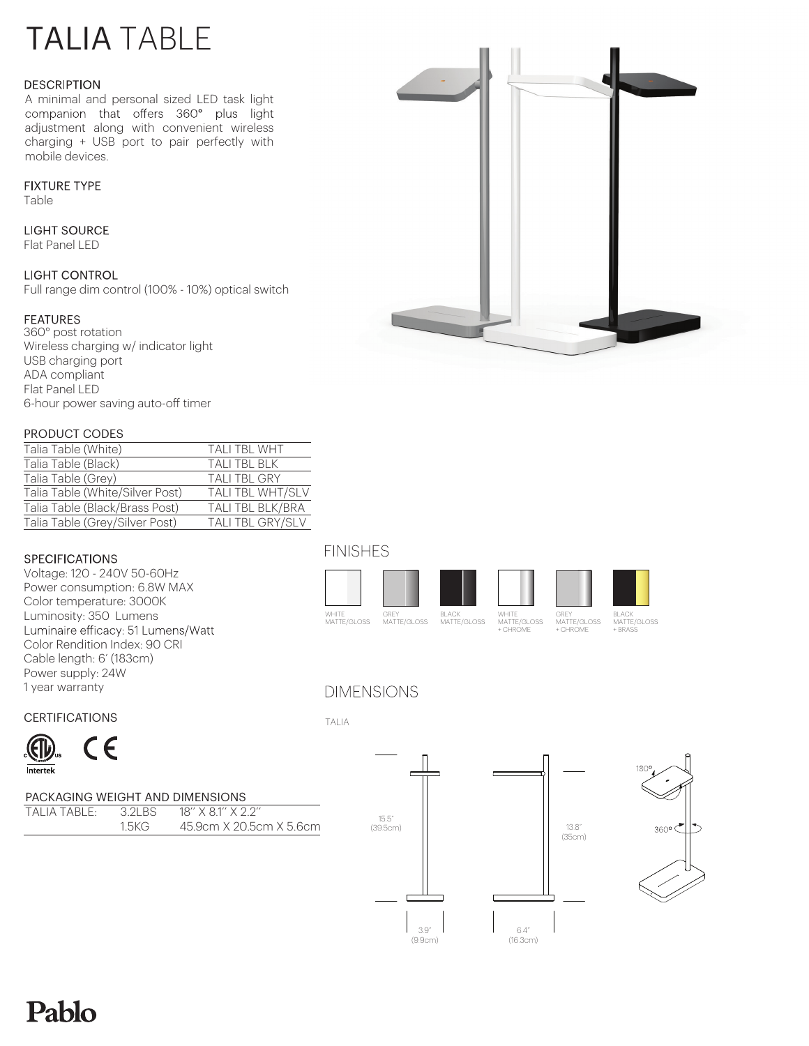# TALIA TABLE

## DESCRIPTION

A minimal and personal sized LED task light companion that offers 360° plus light adjustment along with convenient wireless charging + USB port to pair perfectly with mobile devices.

## FIXTURE TYPE

Table

## LIGHT SOURCE

Flat Panel LED

## LIGHT CONTROL

Full range dim control (100% - 10%) optical switch

## FEATURES

360° post rotation
Wireless charging w/ indicator light
USB charging port
ADA compliant
Flat Panel LED
6-hour power saving auto-off timer

## PRODUCT CODES

| | |
|---|---|
| Talia Table (White) | TALI TBL WHT |
| Talia Table (Black) | TALI TBL BLK |
| Talia Table (Grey) | TALI TBL GRY |
| Talia Table (White/Silver Post) | TALI TBL WHT/SLV |
| Talia Table (Black/Brass Post) | TALI TBL BLK/BRA |
| Talia Table (Grey/Silver Post) | TALI TBL GRY/SLV |

## SPECIFICATIONS

Voltage: 120 - 240V 50-60Hz
Power consumption: 6.8W MAX
Color temperature: 3000K
Luminosity: 350 Lumens
Luminaire efficacy: 51 Lumens/Watt
Color Rendition Index: 90 CRI
Cable length: 6' (183cm)
Power supply: 24W
1 year warranty

## CERTIFICATIONS

Intertek

## PACKAGING WEIGHT AND DIMENSIONS

| | | |
|---|---|---|
| TALIA TABLE: | 3.2LBS | 18" X 8.1" X 2.2" |
| | 1.5KG | 45.9cm X 20.5cm X 5.6cm |

## FINISHES

WHITE MATTE/GLOSS
GREY MATTE/GLOSS
BLACK MATTE/GLOSS
WHITE MATTE/GLOSS + CHROME
GREY MATTE/GLOSS + CHROME
BLACK MATTE/GLOSS + BRASS

## DIMENSIONS

TALIA

15.5" (39.5cm)
13.8" (35cm)
3.9" (9.9cm)
6.4" (16.3cm)
180°
360°

Pablo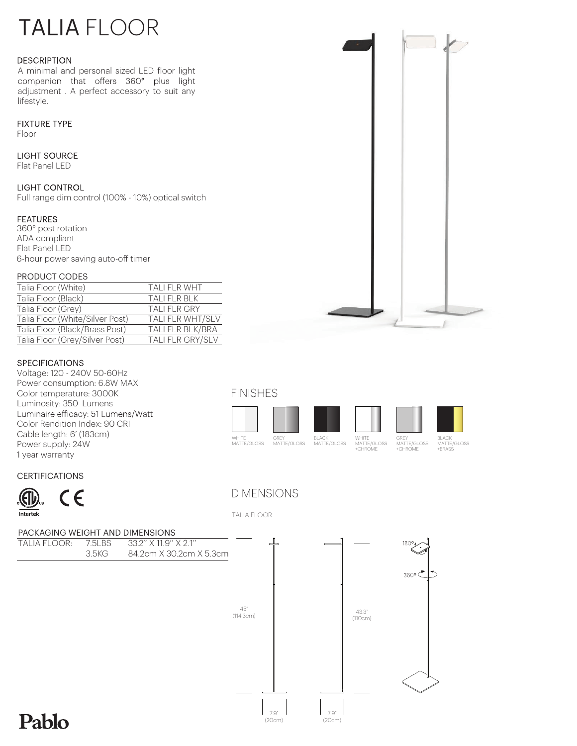# TALIA FLOOR

### DESCRIPTION

A minimal and personal sized LED floor light companion that offers 360° plus light adjustment . A perfect accessory to suit any lifestyle.

### FIXTURE TYPE

Floor

### LIGHT SOURCE

Flat Panel LED

### LIGHT CONTROL

Full range dim control (100% - 10%) optical switch

### FEATURES

360° post rotation
ADA compliant
Flat Panel LED
6-hour power saving auto-off timer

### PRODUCT CODES

| | |
|---|---|
| Talia Floor (White) | TALI FLR WHT |
| Talia Floor (Black) | TALI FLR BLK |
| Talia Floor (Grey) | TALI FLR GRY |
| Talia Floor (White/Silver Post) | TALI FLR WHT/SLV |
| Talia Floor (Black/Brass Post) | TALI FLR BLK/BRA |
| Talia Floor (Grey/Silver Post) | TALI FLR GRY/SLV |

### SPECIFICATIONS

Voltage: 120 - 240V 50-60Hz
Power consumption: 6.8W MAX
Color temperature: 3000K
Luminosity: 350 Lumens
Luminaire efficacy: 51 Lumens/Watt
Color Rendition Index: 90 CRI
Cable length: 6' (183cm)
Power supply: 24W
1 year warranty

### CERTIFICATIONS

Intertek

### PACKAGING WEIGHT AND DIMENSIONS

| | | |
|---|---|---|
| TALIA FLOOR: | 7.5LBS | 33.2'' X 11.9'' X 2.1'' |
| | 3.5KG | 84.2cm X 30.2cm X 5.3cm |

## FINISHES

WHITE MATTE/GLOSS
GREY MATTE/GLOSS
BLACK MATTE/GLOSS
WHITE MATTE/GLOSS +CHROME
GREY MATTE/GLOSS +CHROME
BLACK MATTE/GLOSS +BRASS

## DIMENSIONS

TALIA FLOOR

45" (114.3cm)
43.3" (110cm)
7.9" (20cm)
7.9" (20cm)
180°
360°

Pablo